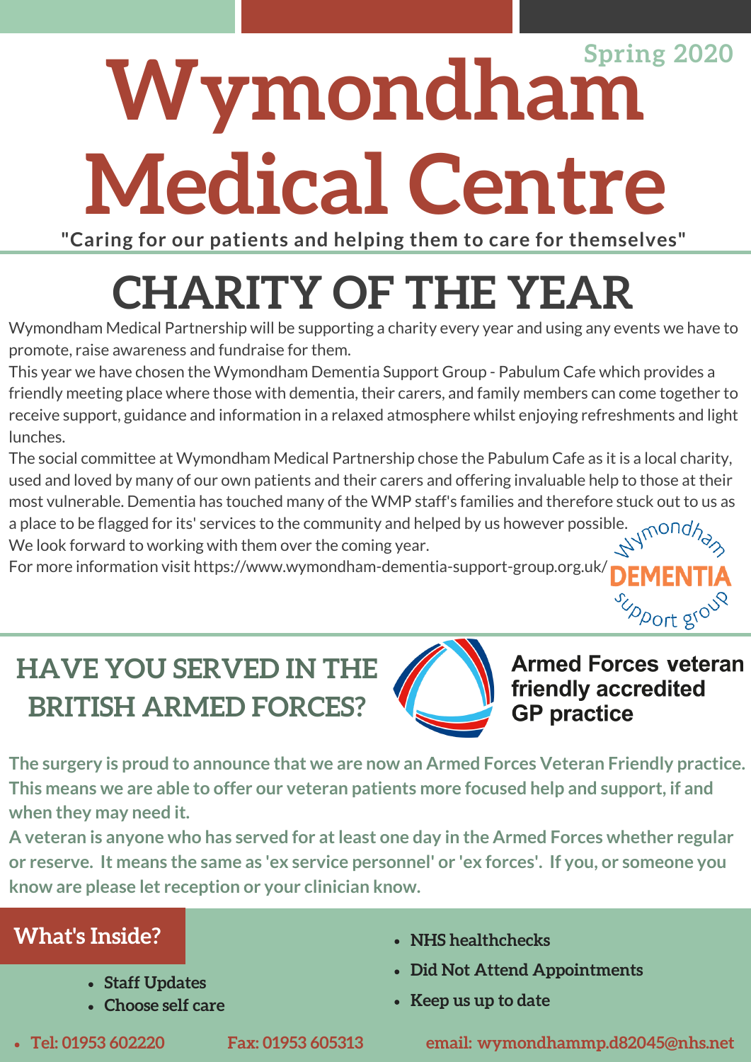Spring 2020

# Wymondham Medical Centre

**"Caring for our patients and helping them to care for themselves"**

## CHARITY OF THE YEAR

Wymondham Medical Partnership will be supporting a charity every year and using any events we have to promote, raise awareness and fundraise for them.

This year we have chosen the Wymondham Dementia Support Group - Pabulum Cafe which provides a friendly meeting place where those with dementia, their carers, and family members can come together to receive support, guidance and information in a relaxed atmosphere whilst enjoying refreshments and light lunches.

The social committee at Wymondham Medical Partnership chose the Pabulum Cafe as it is a local charity, used and loved by many of our own patients and their carers and offering invaluable help to those at their most vulnerable. Dementia has touched many of the WMP staff's families and therefore stuck out to us as a place to be flagged for its' services to the community and helped by us however possible.

We look forward to working with them over the coming year.

For more information visit https://www.wymondham-dementia-support-group.org.uk/

Wymondham DEMENTIA support group

## HAVE YOU SERVED IN THE BRITISH ARMED FORCES?

**Armed Forces veteran friendly accredited GP practice**

**The surgery is proud to announce that we are now an Armed Forces Veteran Friendly practice. This means we are able to offer our veteran patients more focused help and support, if and when they may need it.**

**A veteran is anyone who has served for at least one day in the Armed Forces whether regular or reserve. It means the same as 'ex service personnel' or 'ex forces'. If you, or someone you know are please let reception or your clinician know.**

## What's Inside?

- Staff Updates
- Choose self care
- NHS healthchecks
- Did Not Attend Appointments
- Keep us up to date

- Tel: 01953 602220 Fax: 01953 605313 email: wymondhammp.d82045@nhs.net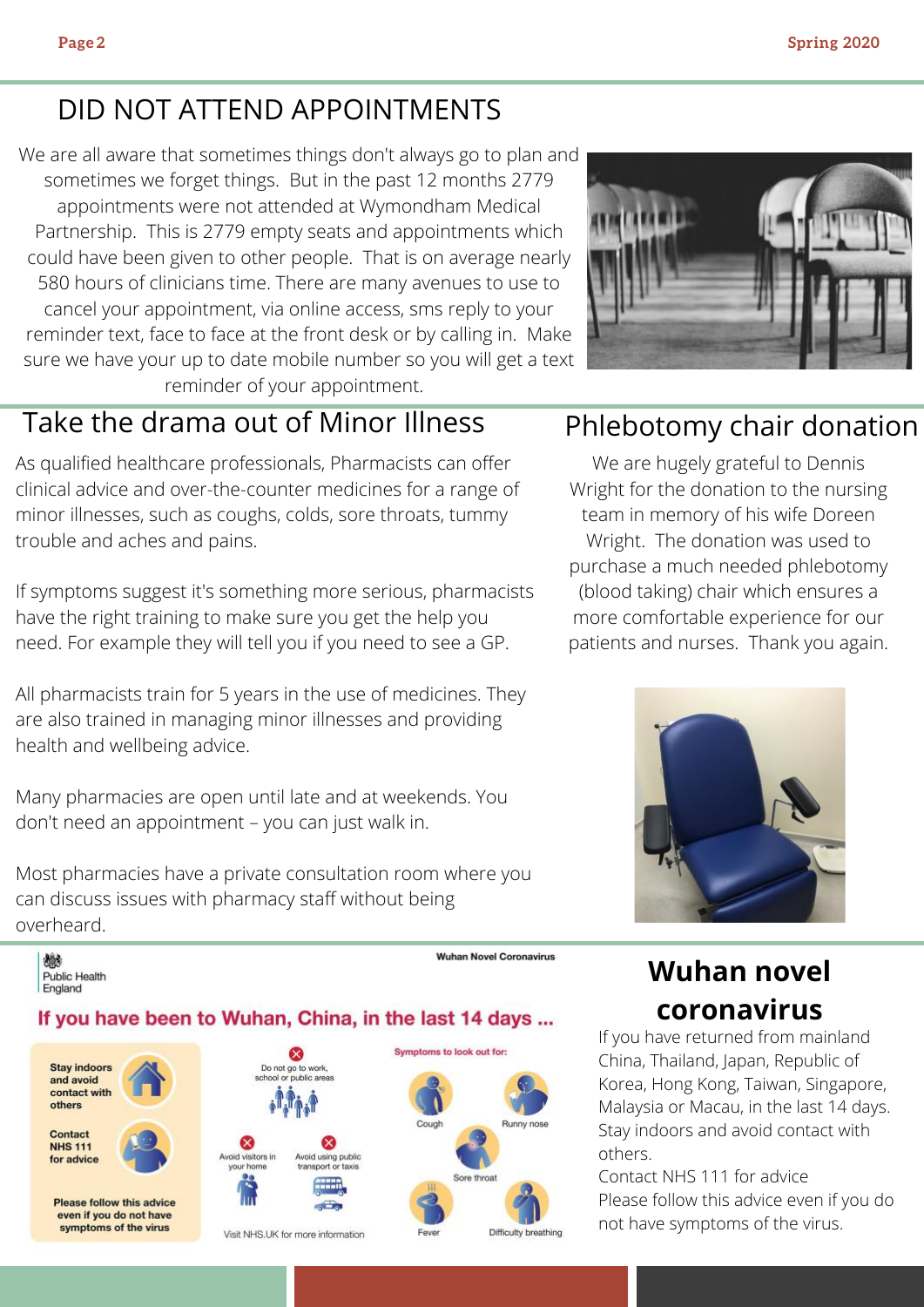## DID NOT ATTEND APPOINTMENTS

We are all aware that sometimes things don't always go to plan and sometimes we forget things. But in the past 12 months 2779 appointments were not attended at Wymondham Medical Partnership. This is 2779 empty seats and appointments which could have been given to other people. That is on average nearly 580 hours of clinicians time. There are many avenues to use to cancel your appointment, via online access, sms reply to your reminder text, face to face at the front desk or by calling in. Make sure we have your up to date mobile number so you will get a text reminder of your appointment.

## Take the drama out of Minor Illness

As qualified healthcare professionals, Pharmacists can offer clinical advice and over-the-counter medicines for a range of minor illnesses, such as coughs, colds, sore throats, tummy trouble and aches and pains.

If symptoms suggest it's something more serious, pharmacists have the right training to make sure you get the help you need. For example they will tell you if you need to see a GP.

All pharmacists train for 5 years in the use of medicines. They are also trained in managing minor illnesses and providing health and wellbeing advice.

Many pharmacies are open until late and at weekends. You don't need an appointment – you can just walk in.

Most pharmacies have a private consultation room where you can discuss issues with pharmacy staff without being overheard.

## Phlebotomy chair donation

We are hugely grateful to Dennis Wright for the donation to the nursing team in memory of his wife Doreen Wright. The donation was used to purchase a much needed phlebotomy (blood taking) chair which ensures a more comfortable experience for our patients and nurses. Thank you again.

Public Health England

Wuhan Novel Coronavirus

**If you have been to Wuhan, China, in the last 14 days ...**

- Stay indoors and avoid contact with others
- Contact NHS 111 for advice
- Please follow this advice even if you do not have symptoms of the virus

- Do not go to work, school or public areas
- Avoid visitors in your home
- Avoid using public transport or taxis

Visit NHS.UK for more information

Symptoms to look out for:

- Cough
- Runny nose
- Sore throat
- Fever
- Difficulty breathing

## Wuhan novel coronavirus

If you have returned from mainland China, Thailand, Japan, Republic of Korea, Hong Kong, Taiwan, Singapore, Malaysia or Macau, in the last 14 days. Stay indoors and avoid contact with others.
Contact NHS 111 for advice
Please follow this advice even if you do not have symptoms of the virus.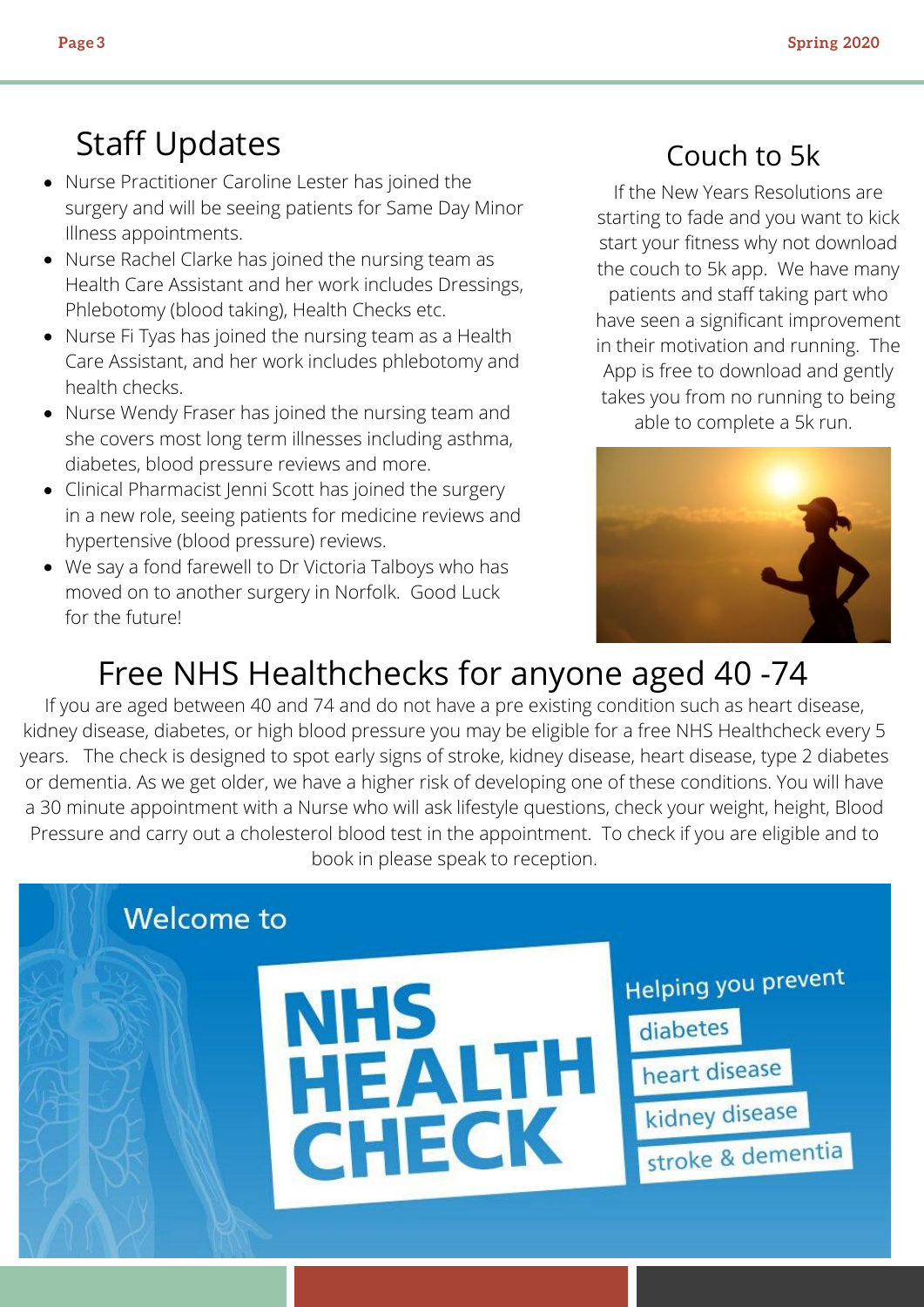## Staff Updates

- Nurse Practitioner Caroline Lester has joined the surgery and will be seeing patients for Same Day Minor Illness appointments.
- Nurse Rachel Clarke has joined the nursing team as Health Care Assistant and her work includes Dressings, Phlebotomy (blood taking), Health Checks etc.
- Nurse Fi Tyas has joined the nursing team as a Health Care Assistant, and her work includes phlebotomy and health checks.
- Nurse Wendy Fraser has joined the nursing team and she covers most long term illnesses including asthma, diabetes, blood pressure reviews and more.
- Clinical Pharmacist Jenni Scott has joined the surgery in a new role, seeing patients for medicine reviews and hypertensive (blood pressure) reviews.
- We say a fond farewell to Dr Victoria Talboys who has moved on to another surgery in Norfolk. Good Luck for the future!

## Couch to 5k

If the New Years Resolutions are starting to fade and you want to kick start your fitness why not download the couch to 5k app. We have many patients and staff taking part who have seen a significant improvement in their motivation and running. The App is free to download and gently takes you from no running to being able to complete a 5k run.

## Free NHS Healthchecks for anyone aged 40 -74

If you are aged between 40 and 74 and do not have a pre existing condition such as heart disease, kidney disease, diabetes, or high blood pressure you may be eligible for a free NHS Healthcheck every 5 years. The check is designed to spot early signs of stroke, kidney disease, heart disease, type 2 diabetes or dementia. As we get older, we have a higher risk of developing one of these conditions. You will have a 30 minute appointment with a Nurse who will ask lifestyle questions, check your weight, height, Blood Pressure and carry out a cholesterol blood test in the appointment. To check if you are eligible and to book in please speak to reception.

Welcome to

**NHS HEALTH CHECK**

Helping you prevent

- diabetes
- heart disease
- kidney disease
- stroke & dementia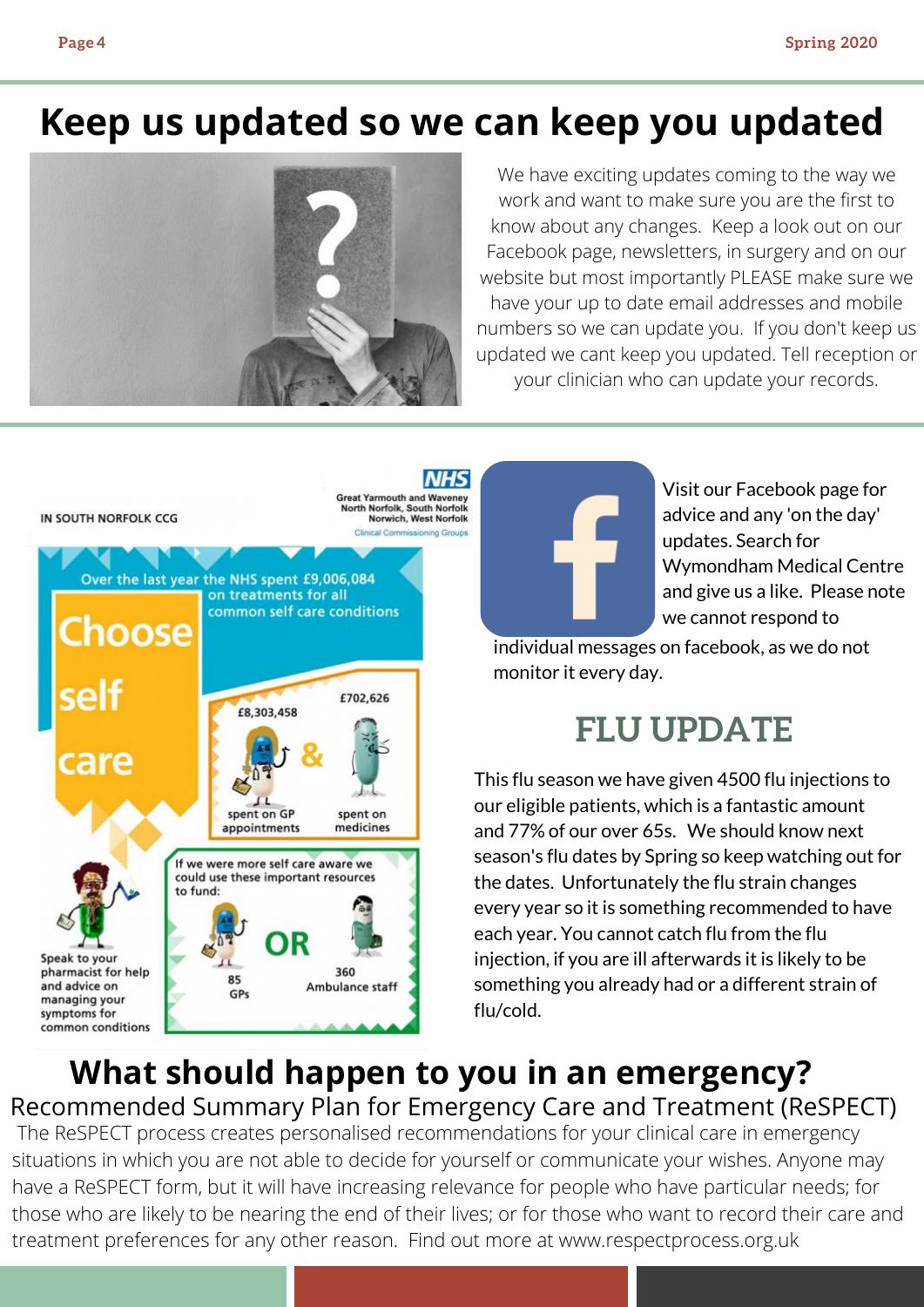# Keep us updated so we can keep you updated

We have exciting updates coming to the way we work and want to make sure you are the first to know about any changes. Keep a look out on our Facebook page, newsletters, in surgery and on our website but most importantly PLEASE make sure we have your up to date email addresses and mobile numbers so we can update you. If you don't keep us updated we cant keep you updated. Tell reception or your clinician who can update your records.

IN SOUTH NORFOLK CCG

NHS
Great Yarmouth and Waveney
North Norfolk, South Norfolk
Norwich, West Norfolk
Clinical Commissioning Groups

Over the last year the NHS spent £9,006,084 on treatments for all common self care conditions

Choose self care

£8,303,458 spent on GP appointments & £702,626 spent on medicines

If we were more self care aware we could use these important resources to fund:

85 GPs OR 360 Ambulance staff

Speak to your pharmacist for help and advice on managing your symptoms for common conditions

Visit our Facebook page for advice and any 'on the day' updates. Search for Wymondham Medical Centre and give us a like. Please note we cannot respond to individual messages on facebook, as we do not monitor it every day.

## FLU UPDATE

This flu season we have given 4500 flu injections to our eligible patients, which is a fantastic amount and 77% of our over 65s. We should know next season's flu dates by Spring so keep watching out for the dates. Unfortunately the flu strain changes every year so it is something recommended to have each year. You cannot catch flu from the flu injection, if you are ill afterwards it is likely to be something you already had or a different strain of flu/cold.

# What should happen to you in an emergency?

## Recommended Summary Plan for Emergency Care and Treatment (ReSPECT)

The ReSPECT process creates personalised recommendations for your clinical care in emergency situations in which you are not able to decide for yourself or communicate your wishes. Anyone may have a ReSPECT form, but it will have increasing relevance for people who have particular needs; for those who are likely to be nearing the end of their lives; or for those who want to record their care and treatment preferences for any other reason. Find out more at www.respectprocess.org.uk